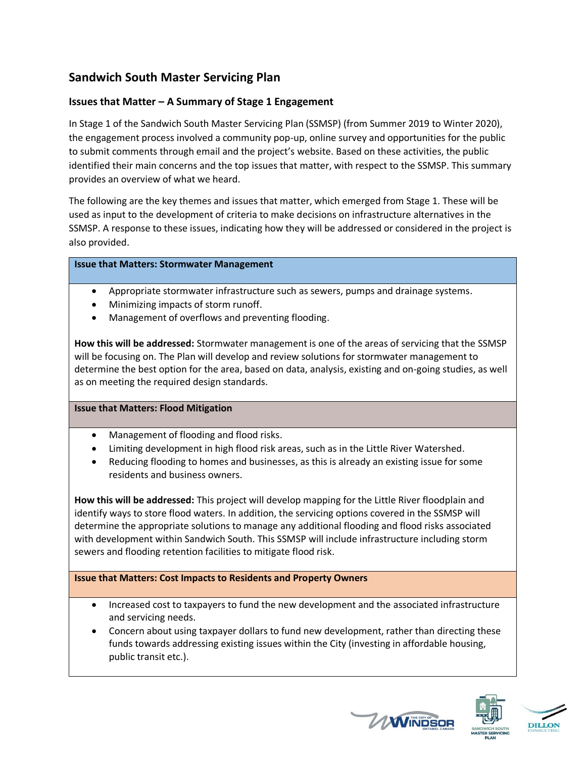# Sandwich South Master Servicing Plan

## Issues that Matter – A Summary of Stage 1 Engagement

In Stage 1 of the Sandwich South Master Servicing Plan (SSMSP) (from Summer 2019 to Winter 2020), the engagement process involved a community pop-up, online survey and opportunities for the public to submit comments through email and the project's website. Based on these activities, the public identified their main concerns and the top issues that matter, with respect to the SSMSP. This summary provides an overview of what we heard.

The following are the key themes and issues that matter, which emerged from Stage 1. These will be used as input to the development of criteria to make decisions on infrastructure alternatives in the SSMSP. A response to these issues, indicating how they will be addressed or considered in the project is also provided.

### Issue that Matters: Stormwater Management

- Appropriate stormwater infrastructure such as sewers, pumps and drainage systems.
- Minimizing impacts of storm runoff.
- Management of overflows and preventing flooding.

**How this will be addressed:** Stormwater management is one of the areas of servicing that the SSMSP will be focusing on. The Plan will develop and review solutions for stormwater management to determine the best option for the area, based on data, analysis, existing and on-going studies, as well as on meeting the required design standards.

### Issue that Matters: Flood Mitigation

- Management of flooding and flood risks.
- Limiting development in high flood risk areas, such as in the Little River Watershed.
- Reducing flooding to homes and businesses, as this is already an existing issue for some residents and business owners.

**How this will be addressed:** This project will develop mapping for the Little River floodplain and identify ways to store flood waters. In addition, the servicing options covered in the SSMSP will determine the appropriate solutions to manage any additional flooding and flood risks associated with development within Sandwich South. This SSMSP will include infrastructure including storm sewers and flooding retention facilities to mitigate flood risk.

### Issue that Matters: Cost Impacts to Residents and Property Owners

- Increased cost to taxpayers to fund the new development and the associated infrastructure and servicing needs.
- Concern about using taxpayer dollars to fund new development, rather than directing these funds towards addressing existing issues within the City (investing in affordable housing, public transit etc.).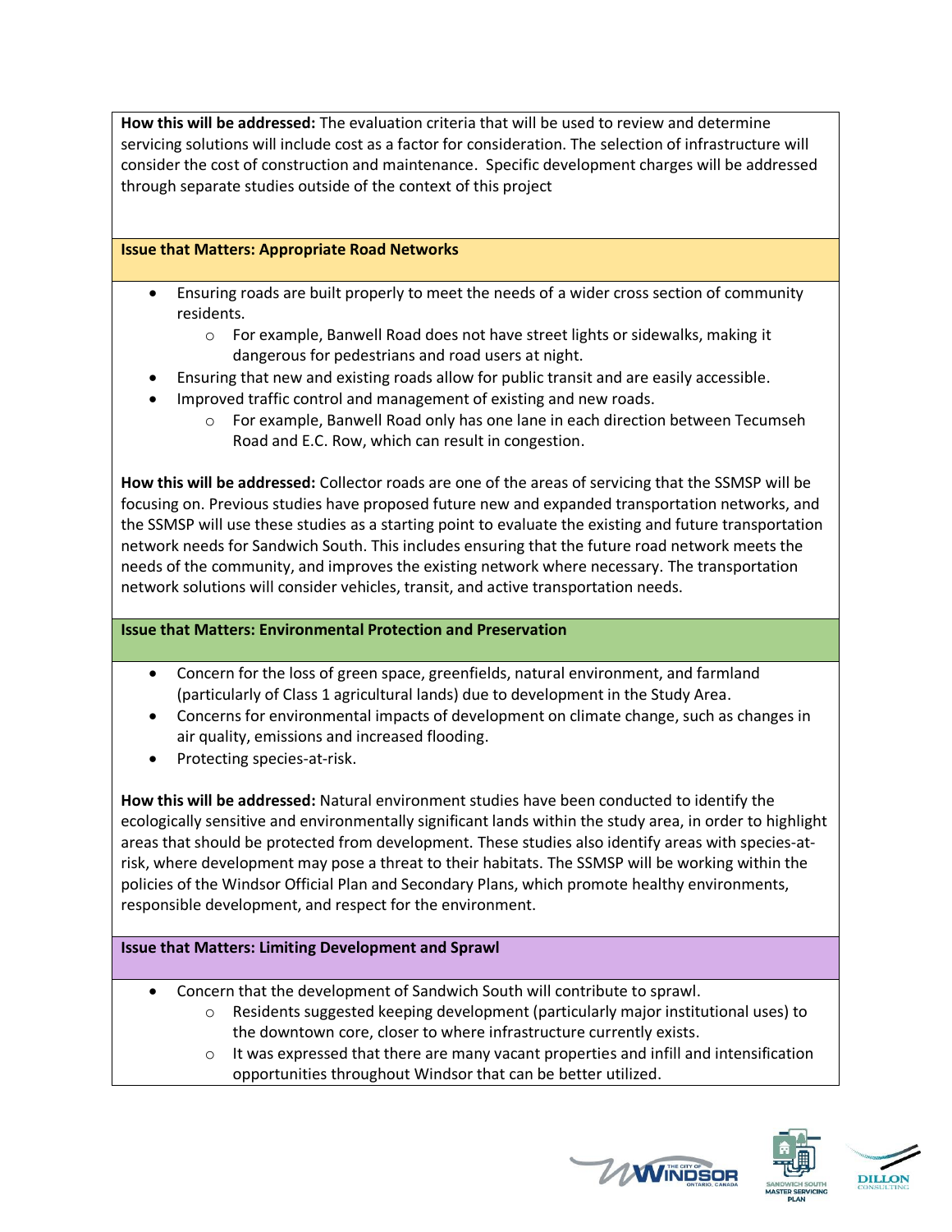**How this will be addressed:** The evaluation criteria that will be used to review and determine servicing solutions will include cost as a factor for consideration. The selection of infrastructure will consider the cost of construction and maintenance. Specific development charges will be addressed through separate studies outside of the context of this project

**Issue that Matters: Appropriate Road Networks**

- Ensuring roads are built properly to meet the needs of a wider cross section of community residents.
  - For example, Banwell Road does not have street lights or sidewalks, making it dangerous for pedestrians and road users at night.
- Ensuring that new and existing roads allow for public transit and are easily accessible.
- Improved traffic control and management of existing and new roads.
  - For example, Banwell Road only has one lane in each direction between Tecumseh Road and E.C. Row, which can result in congestion.

**How this will be addressed:** Collector roads are one of the areas of servicing that the SSMSP will be focusing on. Previous studies have proposed future new and expanded transportation networks, and the SSMSP will use these studies as a starting point to evaluate the existing and future transportation network needs for Sandwich South. This includes ensuring that the future road network meets the needs of the community, and improves the existing network where necessary. The transportation network solutions will consider vehicles, transit, and active transportation needs.

**Issue that Matters: Environmental Protection and Preservation**

- Concern for the loss of green space, greenfields, natural environment, and farmland (particularly of Class 1 agricultural lands) due to development in the Study Area.
- Concerns for environmental impacts of development on climate change, such as changes in air quality, emissions and increased flooding.
- Protecting species-at-risk.

**How this will be addressed:** Natural environment studies have been conducted to identify the ecologically sensitive and environmentally significant lands within the study area, in order to highlight areas that should be protected from development. These studies also identify areas with species-at-risk, where development may pose a threat to their habitats. The SSMSP will be working within the policies of the Windsor Official Plan and Secondary Plans, which promote healthy environments, responsible development, and respect for the environment.

**Issue that Matters: Limiting Development and Sprawl**

- Concern that the development of Sandwich South will contribute to sprawl.
  - Residents suggested keeping development (particularly major institutional uses) to the downtown core, closer to where infrastructure currently exists.
  - It was expressed that there are many vacant properties and infill and intensification opportunities throughout Windsor that can be better utilized.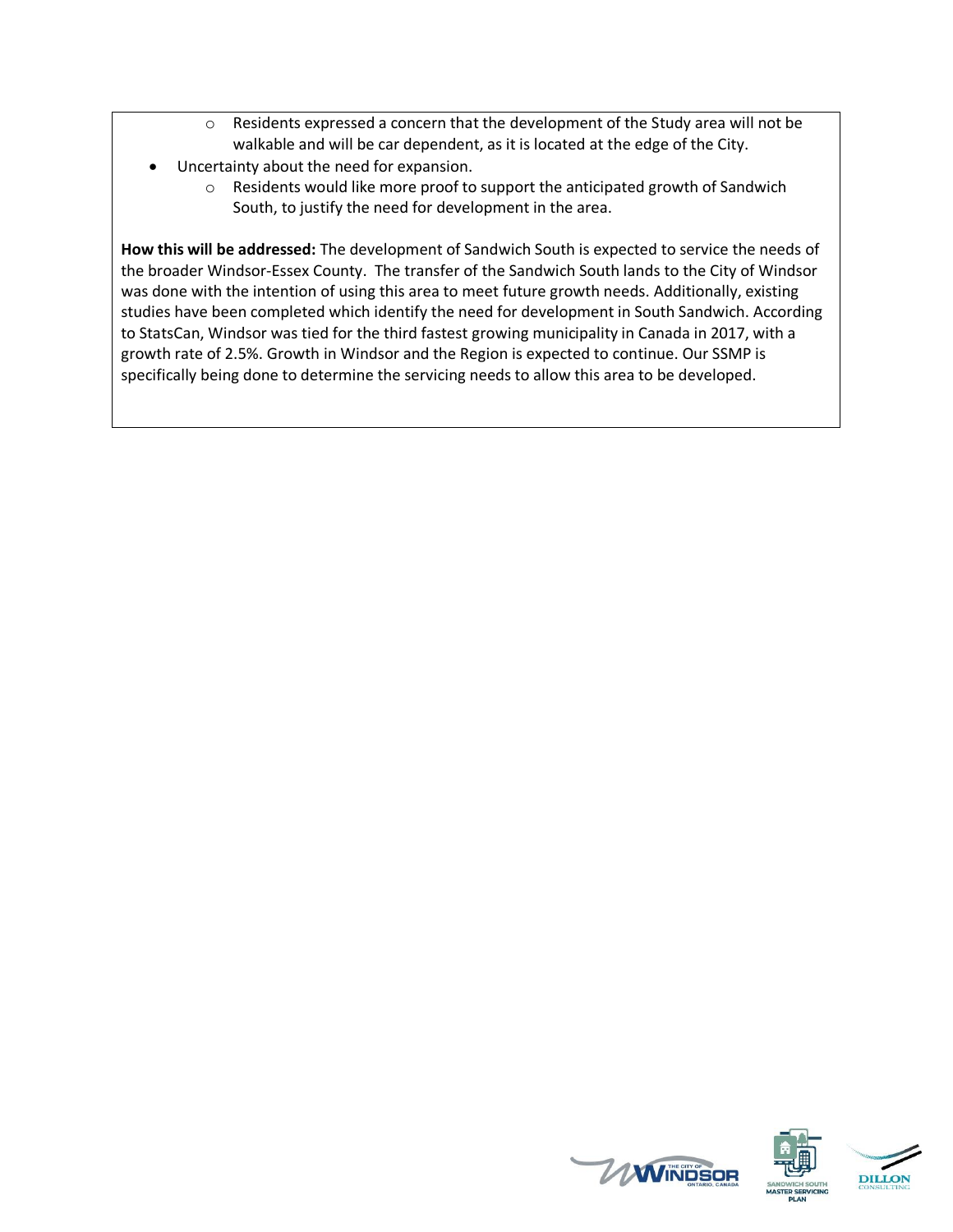- Residents expressed a concern that the development of the Study area will not be walkable and will be car dependent, as it is located at the edge of the City.
- Uncertainty about the need for expansion.
    - Residents would like more proof to support the anticipated growth of Sandwich South, to justify the need for development in the area.

**How this will be addressed:** The development of Sandwich South is expected to service the needs of the broader Windsor-Essex County. The transfer of the Sandwich South lands to the City of Windsor was done with the intention of using this area to meet future growth needs. Additionally, existing studies have been completed which identify the need for development in South Sandwich. According to StatsCan, Windsor was tied for the third fastest growing municipality in Canada in 2017, with a growth rate of 2.5%. Growth in Windsor and the Region is expected to continue. Our SSMP is specifically being done to determine the servicing needs to allow this area to be developed.